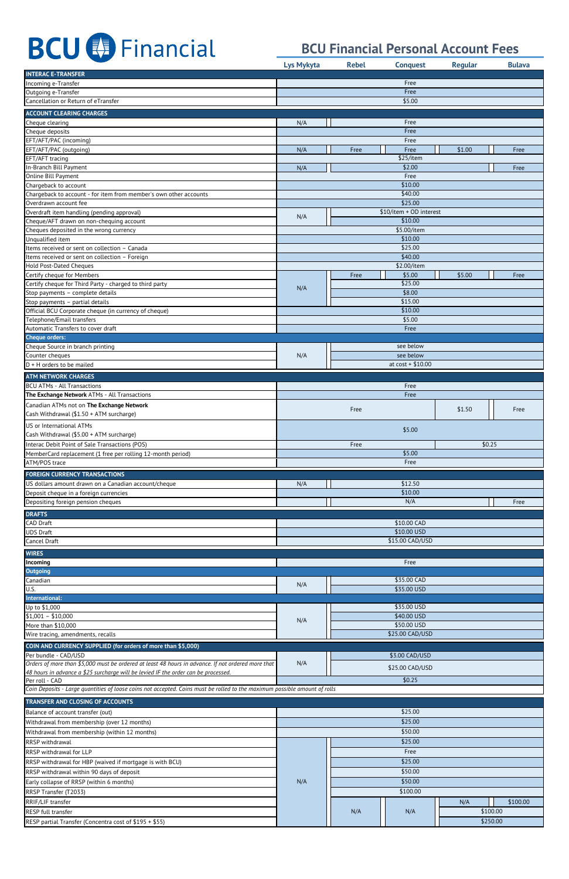# BCU Financial

## BCU Financial Personal Account Fees

| | Lys Mykyta | Rebel | Conquest | Regular | Bulava |
|---|---|---|---|---|---|
| **INTERAC E-TRANSFER** | | | | | |
| Incoming e-Transfer | Free | Free | Free | Free | Free |
| Outgoing e-Transfer | Free | Free | Free | Free | Free |
| Cancellation or Return of eTransfer | $5.00 | $5.00 | $5.00 | $5.00 | $5.00 |
| **ACCOUNT CLEARING CHARGES** | | | | | |
| Cheque clearing | N/A | Free | Free | Free | Free |
| Cheque deposits | Free | Free | Free | Free | Free |
| EFT/AFT/PAC (incoming) | Free | Free | Free | Free | Free |
| EFT/AFT/PAC (outgoing) | N/A | Free | Free | $1.00 | Free |
| EFT/AFT tracing | $25/item | $25/item | $25/item | $25/item | $25/item |
| In-Branch Bill Payment | N/A | $2.00 | $2.00 | $2.00 | Free |
| Online Bill Payment | Free | Free | Free | Free | Free |
| Chargeback to account | $10.00 | $10.00 | $10.00 | $10.00 | $10.00 |
| Chargeback to account - for item from member's own other accounts | $40.00 | $40.00 | $40.00 | $40.00 | $40.00 |
| Overdrawn account fee | $25.00 | $25.00 | $25.00 | $25.00 | $25.00 |
| Overdraft item handling (pending approval) | N/A | $10/item + OD interest | $10/item + OD interest | $10/item + OD interest | $10/item + OD interest |
| Cheque/AFT drawn on non-chequing account | N/A | $10.00 | $10.00 | $10.00 | $10.00 |
| Cheques deposited in the wrong currency | $5.00/item | $5.00/item | $5.00/item | $5.00/item | $5.00/item |
| Unqualified item | $10.00 | $10.00 | $10.00 | $10.00 | $10.00 |
| Items received or sent on collection – Canada | $25.00 | $25.00 | $25.00 | $25.00 | $25.00 |
| Items received or sent on collection – Foreign | $40.00 | $40.00 | $40.00 | $40.00 | $40.00 |
| Hold Post-Dated Cheques | $2.00/item | $2.00/item | $2.00/item | $2.00/item | $2.00/item |
| Certify cheque for Members | N/A | Free | $5.00 | $5.00 | Free |
| Certify cheque for Third Party - charged to third party | N/A | $25.00 | $25.00 | $25.00 | $25.00 |
| Stop payments – complete details | N/A | $8.00 | $8.00 | $8.00 | $8.00 |
| Stop payments – partial details | N/A | $15.00 | $15.00 | $15.00 | $15.00 |
| Official BCU Corporate cheque (in currency of cheque) | $10.00 | $10.00 | $10.00 | $10.00 | $10.00 |
| Telephone/Email transfers | $5.00 | $5.00 | $5.00 | $5.00 | $5.00 |
| Automatic Transfers to cover draft | Free | Free | Free | Free | Free |
| **Cheque orders:** | | | | | |
| Cheque Source in branch printing | N/A | see below | see below | see below | see below |
| Counter cheques | N/A | see below | see below | see below | see below |
| D + H orders to be mailed | N/A | at cost + $10.00 | at cost + $10.00 | at cost + $10.00 | at cost + $10.00 |
| **ATM NETWORK CHARGES** | | | | | |
| BCU ATMs - All Transactions | Free | Free | Free | Free | Free |
| **The Exchange Network** ATMs - All Transactions | Free | Free | Free | Free | Free |
| Canadian ATMs not on **The Exchange Network** Cash Withdrawal ($1.50 + ATM surcharge) | Free | Free | Free | $1.50 | Free |
| US or International ATMs Cash Withdrawal ($5.00 + ATM surcharge) | $5.00 | $5.00 | $5.00 | $5.00 | $5.00 |
| Interac Debit Point of Sale Transactions (POS) | Free | Free | Free | $0.25 | $0.25 |
| MemberCard replacement (1 free per rolling 12-month period) | $5.00 | $5.00 | $5.00 | $5.00 | $5.00 |
| ATM/POS trace | Free | Free | Free | Free | Free |
| **FOREIGN CURRENCY TRANSACTIONS** | | | | | |
| US dollars amount drawn on a Canadian account/cheque | N/A | $12.50 | $12.50 | $12.50 | $12.50 |
| Deposit cheque in a foreign currencies | $10.00 | $10.00 | $10.00 | $10.00 | $10.00 |
| Depositing foreign pension cheques | | N/A | N/A | N/A | Free |
| **DRAFTS** | | | | | |
| CAD Draft | $10.00 CAD | $10.00 CAD | $10.00 CAD | $10.00 CAD | $10.00 CAD |
| UDS Draft | $10.00 USD | $10.00 USD | $10.00 USD | $10.00 USD | $10.00 USD |
| Cancel Draft | $15.00 CAD/USD | $15.00 CAD/USD | $15.00 CAD/USD | $15.00 CAD/USD | $15.00 CAD/USD |
| **WIRES** | | | | | |
| **Incoming** | Free | Free | Free | Free | Free |
| **Outgoing** | | | | | |
| Canadian | N/A | $35.00 CAD | $35.00 CAD | $35.00 CAD | $35.00 CAD |
| U.S. | N/A | $35.00 USD | $35.00 USD | $35.00 USD | $35.00 USD |
| **International:** | | | | | |
| Up to $1,000 | N/A | $35.00 USD | $35.00 USD | $35.00 USD | $35.00 USD |
| $1,001 – $10,000 | N/A | $40.00 USD | $40.00 USD | $40.00 USD | $40.00 USD |
| More than $10,000 | N/A | $50.00 USD | $50.00 USD | $50.00 USD | $50.00 USD |
| Wire tracing, amendments, recalls | N/A | $25.00 CAD/USD | $25.00 CAD/USD | $25.00 CAD/USD | $25.00 CAD/USD |
| **COIN AND CURRENCY SUPPLIED (for orders of more than $5,000)** | | | | | |
| Per bundle - CAD/USD | N/A | $3.00 CAD/USD | $3.00 CAD/USD | $3.00 CAD/USD | $3.00 CAD/USD |
| *Orders of more than $5,000 must be ordered at least 48 hours in advance. If not ordered more that 48 hours in advance a $25 surcharge will be levied IF the order can be processed.* | N/A | $25.00 CAD/USD | $25.00 CAD/USD | $25.00 CAD/USD | $25.00 CAD/USD |
| Per roll - CAD | $0.25 | $0.25 | $0.25 | $0.25 | $0.25 |
| *Coin Deposits - Large quantities of loose coins not accepted. Coins must be rolled to the maximum possible amount of rolls* | | | | | |
| **TRANSFER AND CLOSING OF ACCOUNTS** | | | | | |
| Balance of account transfer (out) | $25.00 | $25.00 | $25.00 | $25.00 | $25.00 |
| Withdrawal from membership (over 12 months) | $25.00 | $25.00 | $25.00 | $25.00 | $25.00 |
| Withdrawal from membership (within 12 months) | $50.00 | $50.00 | $50.00 | $50.00 | $50.00 |
| RRSP withdrawal | N/A | $25.00 | $25.00 | $25.00 | $25.00 |
| RRSP withdrawal for LLP | N/A | Free | Free | Free | Free |
| RRSP withdrawal for HBP (waived if mortgage is with BCU) | N/A | $25.00 | $25.00 | $25.00 | $25.00 |
| RRSP withdrawal within 90 days of deposit | N/A | $50.00 | $50.00 | $50.00 | $50.00 |
| Early collapse of RRSP (within 6 months) | N/A | $50.00 | $50.00 | $50.00 | $50.00 |
| RRSP Transfer (T2033) | N/A | $100.00 | $100.00 | $100.00 | $100.00 |
| RRIF/LIF transfer | N/A | N/A | N/A | N/A | $100.00 |
| RESP full transfer | N/A | N/A | N/A | $100.00 | $100.00 |
| RESP partial Transfer (Concentra cost of $195 + $55) | N/A | N/A | N/A | $250.00 | $250.00 |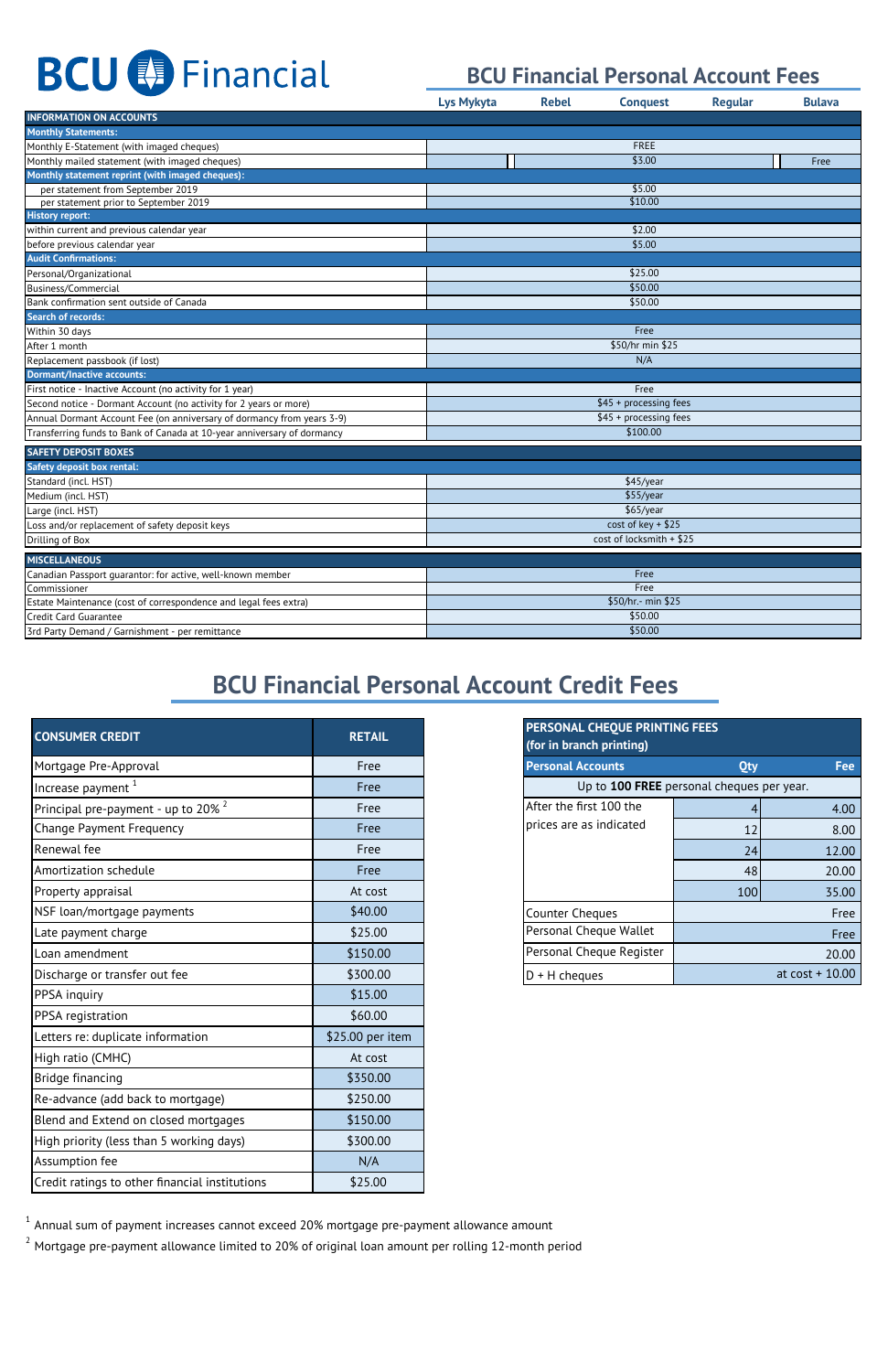# BCU Financial

## BCU Financial Personal Account Fees

| | Lys Mykyta | Rebel | Conquest | Regular | Bulava |
|---|---|---|---|---|---|
| **INFORMATION ON ACCOUNTS** | | | | | |
| **Monthly Statements:** | | | | | |
| Monthly E-Statement (with imaged cheques) | FREE | | | | |
| Monthly mailed statement (with imaged cheques) | | | $3.00 | | Free |
| **Monthly statement reprint (with imaged cheques):** | | | | | |
| per statement from September 2019 | $5.00 | | | | |
| per statement prior to September 2019 | $10.00 | | | | |
| **History report:** | | | | | |
| within current and previous calendar year | $2.00 | | | | |
| before previous calendar year | $5.00 | | | | |
| **Audit Confirmations:** | | | | | |
| Personal/Organizational | $25.00 | | | | |
| Business/Commercial | $50.00 | | | | |
| Bank confirmation sent outside of Canada | $50.00 | | | | |
| **Search of records:** | | | | | |
| Within 30 days | Free | | | | |
| After 1 month | $50/hr min $25 | | | | |
| Replacement passbook (if lost) | N/A | | | | |
| **Dormant/Inactive accounts:** | | | | | |
| First notice - Inactive Account (no activity for 1 year) | Free | | | | |
| Second notice - Dormant Account (no activity for 2 years or more) | $45 + processing fees | | | | |
| Annual Dormant Account Fee (on anniversary of dormancy from years 3-9) | $45 + processing fees | | | | |
| Transferring funds to Bank of Canada at 10-year anniversary of dormancy | $100.00 | | | | |
| **SAFETY DEPOSIT BOXES** | | | | | |
| **Safety deposit box rental:** | | | | | |
| Standard (incl. HST) | $45/year | | | | |
| Medium (incl. HST) | $55/year | | | | |
| Large (incl. HST) | $65/year | | | | |
| Loss and/or replacement of safety deposit keys | cost of key + $25 | | | | |
| Drilling of Box | cost of locksmith + $25 | | | | |
| **MISCELLANEOUS** | | | | | |
| Canadian Passport guarantor: for active, well-known member | Free | | | | |
| Commissioner | Free | | | | |
| Estate Maintenance (cost of correspondence and legal fees extra) | $50/hr.- min $25 | | | | |
| Credit Card Guarantee | $50.00 | | | | |
| 3rd Party Demand / Garnishment - per remittance | $50.00 | | | | |

## BCU Financial Personal Account Credit Fees

| CONSUMER CREDIT | RETAIL |
|---|---|
| Mortgage Pre-Approval | Free |
| Increase payment [1] | Free |
| Principal pre-payment - up to 20% [2] | Free |
| Change Payment Frequency | Free |
| Renewal fee | Free |
| Amortization schedule | Free |
| Property appraisal | At cost |
| NSF loan/mortgage payments | $40.00 |
| Late payment charge | $25.00 |
| Loan amendment | $150.00 |
| Discharge or transfer out fee | $300.00 |
| PPSA inquiry | $15.00 |
| PPSA registration | $60.00 |
| Letters re: duplicate information | $25.00 per item |
| High ratio (CMHC) | At cost |
| Bridge financing | $350.00 |
| Re-advance (add back to mortgage) | $250.00 |
| Blend and Extend on closed mortgages | $150.00 |
| High priority (less than 5 working days) | $300.00 |
| Assumption fee | N/A |
| Credit ratings to other financial institutions | $25.00 |

| PERSONAL CHEQUE PRINTING FEES (for in branch printing) | | |
|---|---|---|
| **Personal Accounts** | **Qty** | **Fee** |
| Up to **100 FREE** personal cheques per year. | | |
| After the first 100 the prices are as indicated | 4 | 4.00 |
| | 12 | 8.00 |
| | 24 | 12.00 |
| | 48 | 20.00 |
| | 100 | 35.00 |
| Counter Cheques | | Free |
| Personal Cheque Wallet | | Free |
| Personal Cheque Register | | 20.00 |
| D + H cheques | | at cost + 10.00 |

[1] Annual sum of payment increases cannot exceed 20% mortgage pre-payment allowance amount

[2] Mortgage pre-payment allowance limited to 20% of original loan amount per rolling 12-month period